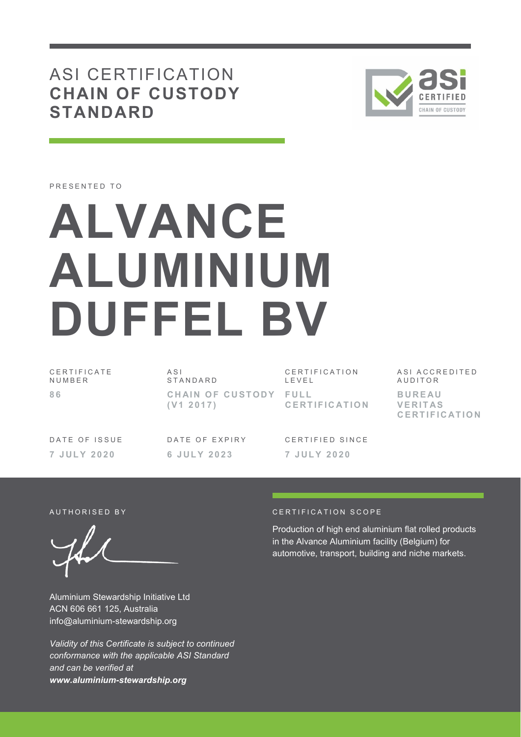# ASI CERTIFICATION **CHAIN OF CUSTODY STANDARD**

PRESENTED TO

# ALVANCE ALUMINIUM DUFFEL BV

| CERTIFICATE NUMBER | ASI STANDARD | CERTIFICATION LEVEL | ASI ACCREDITED AUDITOR |
|---|---|---|---|
| **86** | **CHAIN OF CUSTODY (V1 2017)** | **FULL CERTIFICATION** | **BUREAU VERITAS CERTIFICATION** |

| DATE OF ISSUE | DATE OF EXPIRY | CERTIFIED SINCE |
|---|---|---|
| **7 JULY 2020** | **6 JULY 2023** | **7 JULY 2020** |

AUTHORISED BY

Aluminium Stewardship Initiative Ltd
ACN 606 661 125, Australia
info@aluminium-stewardship.org

*Validity of this Certificate is subject to continued conformance with the applicable ASI Standard and can be verified at* ***www.aluminium-stewardship.org***

CERTIFICATION SCOPE

Production of high end aluminium flat rolled products in the Alvance Aluminium facility (Belgium) for automotive, transport, building and niche markets.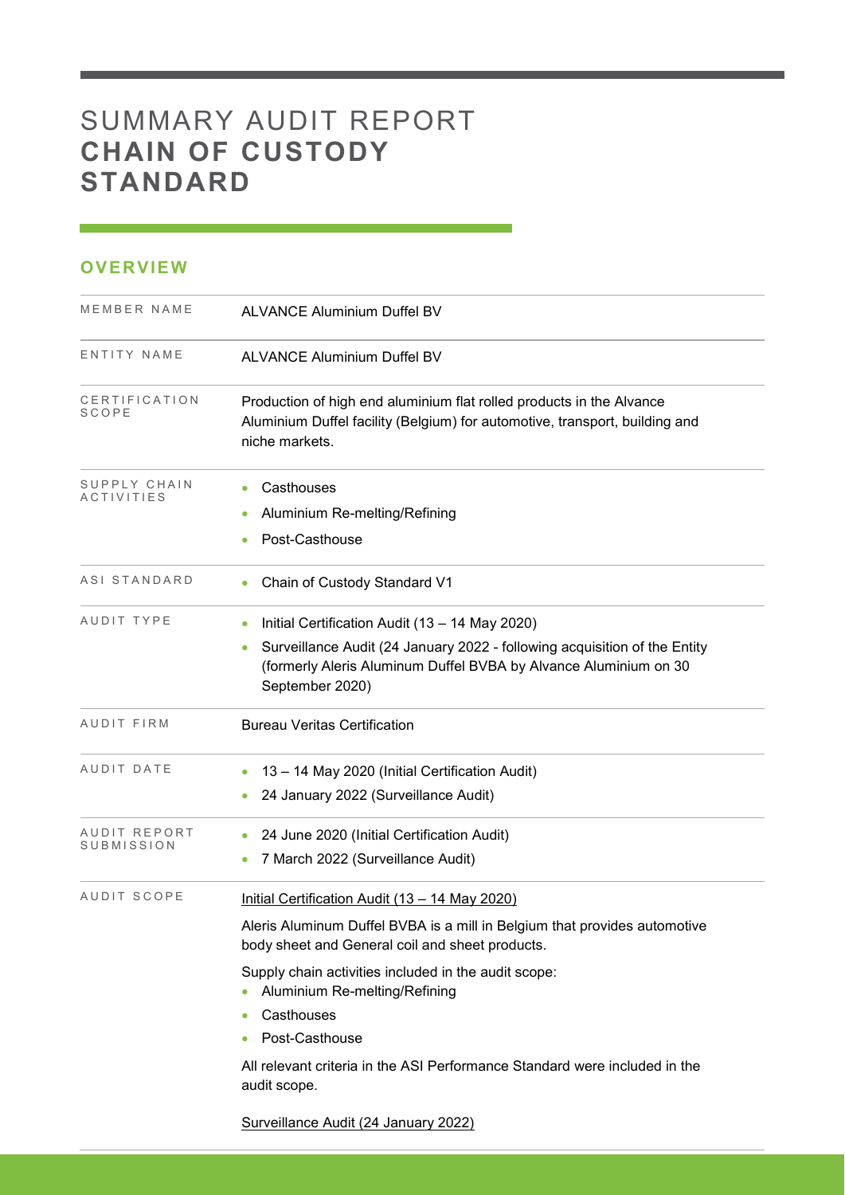# SUMMARY AUDIT REPORT
# **CHAIN OF CUSTODY STANDARD**

## OVERVIEW

| | |
|---|---|
| MEMBER NAME | ALVANCE Aluminium Duffel BV |
| ENTITY NAME | ALVANCE Aluminium Duffel BV |
| CERTIFICATION SCOPE | Production of high end aluminium flat rolled products in the Alvance Aluminium Duffel facility (Belgium) for automotive, transport, building and niche markets. |
| SUPPLY CHAIN ACTIVITIES | • Casthouses<br>• Aluminium Re-melting/Refining<br>• Post-Casthouse |
| ASI STANDARD | • Chain of Custody Standard V1 |
| AUDIT TYPE | • Initial Certification Audit (13 – 14 May 2020)<br>• Surveillance Audit (24 January 2022 - following acquisition of the Entity (formerly Aleris Aluminum Duffel BVBA by Alvance Aluminium on 30 September 2020) |
| AUDIT FIRM | Bureau Veritas Certification |
| AUDIT DATE | • 13 – 14 May 2020 (Initial Certification Audit)<br>• 24 January 2022 (Surveillance Audit) |
| AUDIT REPORT SUBMISSION | • 24 June 2020 (Initial Certification Audit)<br>• 7 March 2022 (Surveillance Audit) |
| AUDIT SCOPE | Initial Certification Audit (13 – 14 May 2020)<br><br>Aleris Aluminum Duffel BVBA is a mill in Belgium that provides automotive body sheet and General coil and sheet products.<br><br>Supply chain activities included in the audit scope:<br>• Aluminium Re-melting/Refining<br>• Casthouses<br>• Post-Casthouse<br><br>All relevant criteria in the ASI Performance Standard were included in the audit scope.<br><br>Surveillance Audit (24 January 2022) |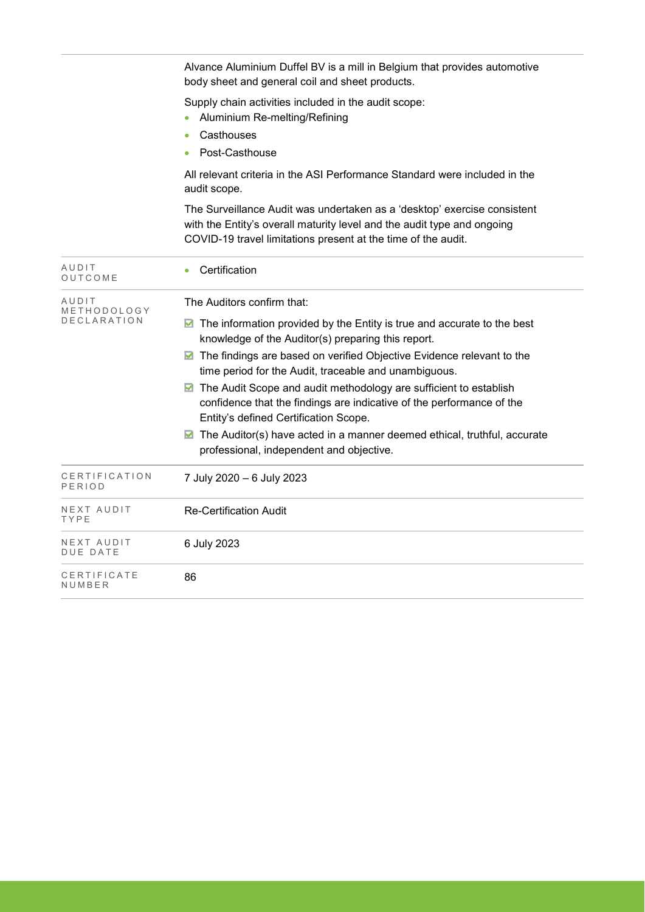| | |
|---|---|
| | Alvance Aluminium Duffel BV is a mill in Belgium that provides automotive body sheet and general coil and sheet products.<br><br>Supply chain activities included in the audit scope:<br>• Aluminium Re-melting/Refining<br>• Casthouses<br>• Post-Casthouse<br><br>All relevant criteria in the ASI Performance Standard were included in the audit scope.<br><br>The Surveillance Audit was undertaken as a 'desktop' exercise consistent with the Entity's overall maturity level and the audit type and ongoing COVID-19 travel limitations present at the time of the audit. |
| AUDIT OUTCOME | • Certification |
| AUDIT METHODOLOGY DECLARATION | The Auditors confirm that:<br><br>☑ The information provided by the Entity is true and accurate to the best knowledge of the Auditor(s) preparing this report.<br>☑ The findings are based on verified Objective Evidence relevant to the time period for the Audit, traceable and unambiguous.<br>☑ The Audit Scope and audit methodology are sufficient to establish confidence that the findings are indicative of the performance of the Entity's defined Certification Scope.<br>☑ The Auditor(s) have acted in a manner deemed ethical, truthful, accurate professional, independent and objective. |
| CERTIFICATION PERIOD | 7 July 2020 – 6 July 2023 |
| NEXT AUDIT TYPE | Re-Certification Audit |
| NEXT AUDIT DUE DATE | 6 July 2023 |
| CERTIFICATE NUMBER | 86 |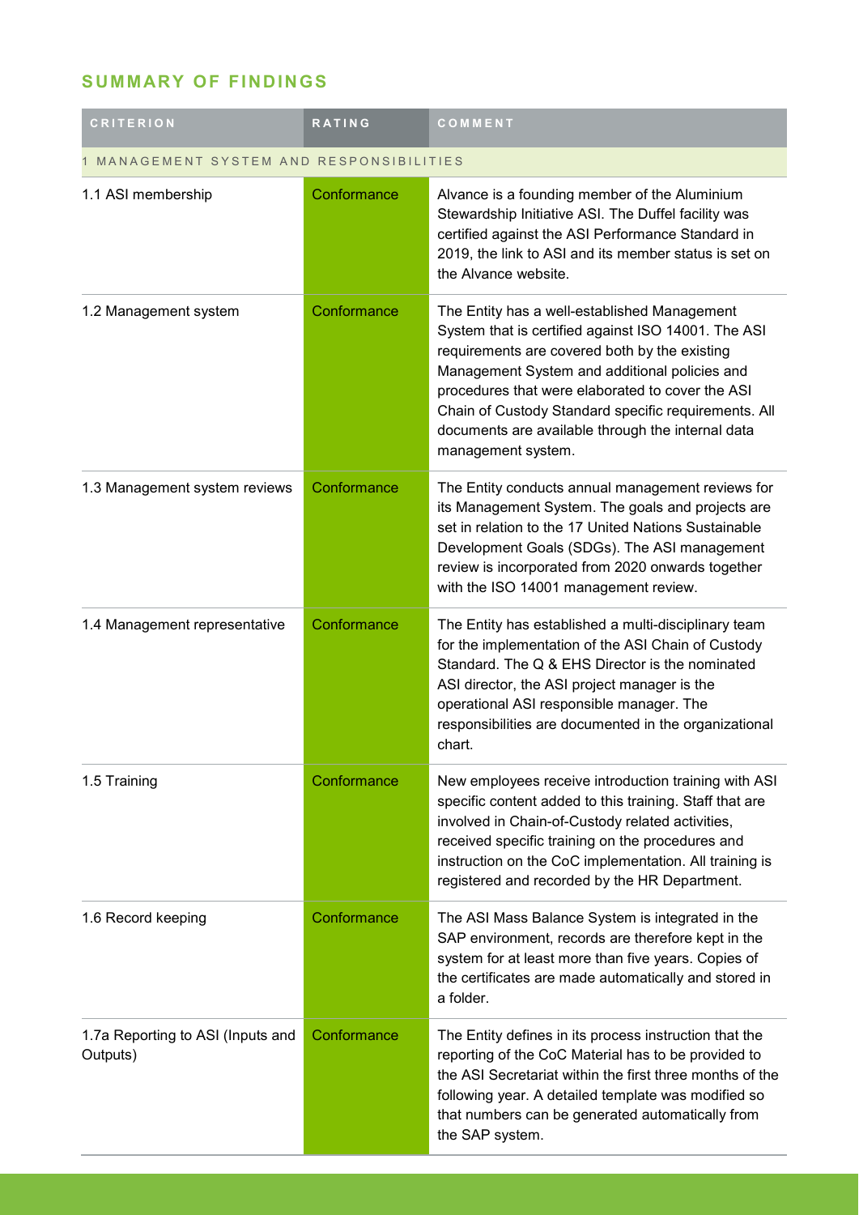## SUMMARY OF FINDINGS

| CRITERION | RATING | COMMENT |
|---|---|---|
| 1 MANAGEMENT SYSTEM AND RESPONSIBILITIES | | |
| 1.1 ASI membership | Conformance | Alvance is a founding member of the Aluminium Stewardship Initiative ASI. The Duffel facility was certified against the ASI Performance Standard in 2019, the link to ASI and its member status is set on the Alvance website. |
| 1.2 Management system | Conformance | The Entity has a well-established Management System that is certified against ISO 14001. The ASI requirements are covered both by the existing Management System and additional policies and procedures that were elaborated to cover the ASI Chain of Custody Standard specific requirements. All documents are available through the internal data management system. |
| 1.3 Management system reviews | Conformance | The Entity conducts annual management reviews for its Management System. The goals and projects are set in relation to the 17 United Nations Sustainable Development Goals (SDGs). The ASI management review is incorporated from 2020 onwards together with the ISO 14001 management review. |
| 1.4 Management representative | Conformance | The Entity has established a multi-disciplinary team for the implementation of the ASI Chain of Custody Standard. The Q & EHS Director is the nominated ASI director, the ASI project manager is the operational ASI responsible manager. The responsibilities are documented in the organizational chart. |
| 1.5 Training | Conformance | New employees receive introduction training with ASI specific content added to this training. Staff that are involved in Chain-of-Custody related activities, received specific training on the procedures and instruction on the CoC implementation. All training is registered and recorded by the HR Department. |
| 1.6 Record keeping | Conformance | The ASI Mass Balance System is integrated in the SAP environment, records are therefore kept in the system for at least more than five years. Copies of the certificates are made automatically and stored in a folder. |
| 1.7a Reporting to ASI (Inputs and Outputs) | Conformance | The Entity defines in its process instruction that the reporting of the CoC Material has to be provided to the ASI Secretariat within the first three months of the following year. A detailed template was modified so that numbers can be generated automatically from the SAP system. |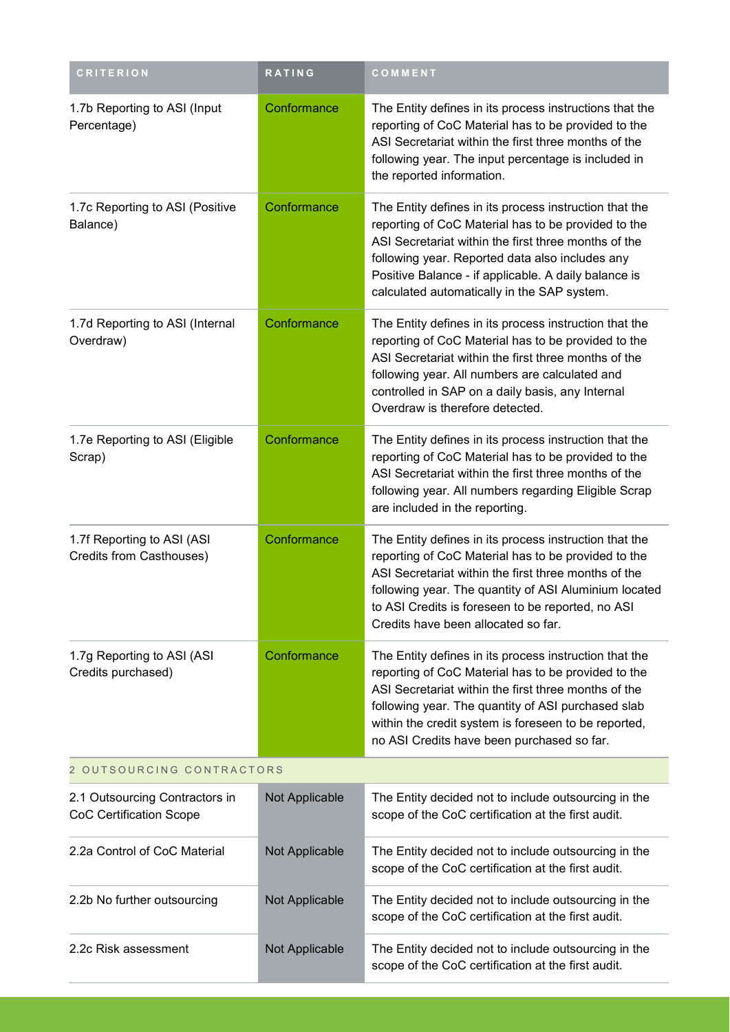| CRITERION | RATING | COMMENT |
| --- | --- | --- |
| 1.7b Reporting to ASI (Input Percentage) | Conformance | The Entity defines in its process instructions that the reporting of CoC Material has to be provided to the ASI Secretariat within the first three months of the following year. The input percentage is included in the reported information. |
| 1.7c Reporting to ASI (Positive Balance) | Conformance | The Entity defines in its process instruction that the reporting of CoC Material has to be provided to the ASI Secretariat within the first three months of the following year. Reported data also includes any Positive Balance - if applicable. A daily balance is calculated automatically in the SAP system. |
| 1.7d Reporting to ASI (Internal Overdraw) | Conformance | The Entity defines in its process instruction that the reporting of CoC Material has to be provided to the ASI Secretariat within the first three months of the following year. All numbers are calculated and controlled in SAP on a daily basis, any Internal Overdraw is therefore detected. |
| 1.7e Reporting to ASI (Eligible Scrap) | Conformance | The Entity defines in its process instruction that the reporting of CoC Material has to be provided to the ASI Secretariat within the first three months of the following year. All numbers regarding Eligible Scrap are included in the reporting. |
| 1.7f Reporting to ASI (ASI Credits from Casthouses) | Conformance | The Entity defines in its process instruction that the reporting of CoC Material has to be provided to the ASI Secretariat within the first three months of the following year. The quantity of ASI Aluminium located to ASI Credits is foreseen to be reported, no ASI Credits have been allocated so far. |
| 1.7g Reporting to ASI (ASI Credits purchased) | Conformance | The Entity defines in its process instruction that the reporting of CoC Material has to be provided to the ASI Secretariat within the first three months of the following year. The quantity of ASI purchased slab within the credit system is foreseen to be reported, no ASI Credits have been purchased so far. |
| 2 OUTSOURCING CONTRACTORS | | |
| 2.1 Outsourcing Contractors in CoC Certification Scope | Not Applicable | The Entity decided not to include outsourcing in the scope of the CoC certification at the first audit. |
| 2.2a Control of CoC Material | Not Applicable | The Entity decided not to include outsourcing in the scope of the CoC certification at the first audit. |
| 2.2b No further outsourcing | Not Applicable | The Entity decided not to include outsourcing in the scope of the CoC certification at the first audit. |
| 2.2c Risk assessment | Not Applicable | The Entity decided not to include outsourcing in the scope of the CoC certification at the first audit. |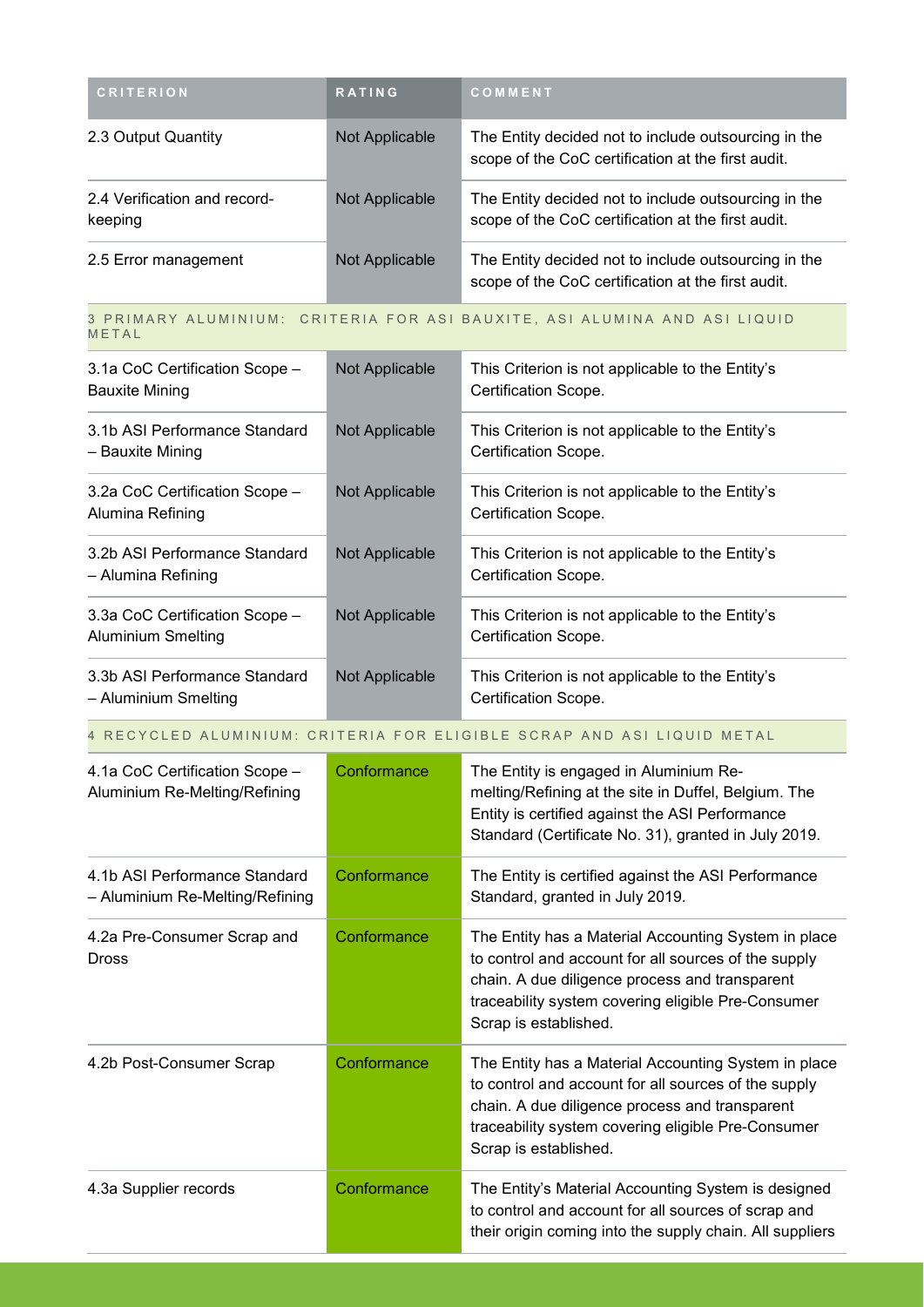| CRITERION | RATING | COMMENT |
| --- | --- | --- |
| 2.3 Output Quantity | Not Applicable | The Entity decided not to include outsourcing in the scope of the CoC certification at the first audit. |
| 2.4 Verification and record-keeping | Not Applicable | The Entity decided not to include outsourcing in the scope of the CoC certification at the first audit. |
| 2.5 Error management | Not Applicable | The Entity decided not to include outsourcing in the scope of the CoC certification at the first audit. |
| 3 PRIMARY ALUMINIUM: CRITERIA FOR ASI BAUXITE, ASI ALUMINA AND ASI LIQUID METAL | | |
| 3.1a CoC Certification Scope – Bauxite Mining | Not Applicable | This Criterion is not applicable to the Entity's Certification Scope. |
| 3.1b ASI Performance Standard – Bauxite Mining | Not Applicable | This Criterion is not applicable to the Entity's Certification Scope. |
| 3.2a CoC Certification Scope – Alumina Refining | Not Applicable | This Criterion is not applicable to the Entity's Certification Scope. |
| 3.2b ASI Performance Standard – Alumina Refining | Not Applicable | This Criterion is not applicable to the Entity's Certification Scope. |
| 3.3a CoC Certification Scope – Aluminium Smelting | Not Applicable | This Criterion is not applicable to the Entity's Certification Scope. |
| 3.3b ASI Performance Standard – Aluminium Smelting | Not Applicable | This Criterion is not applicable to the Entity's Certification Scope. |
| 4 RECYCLED ALUMINIUM: CRITERIA FOR ELIGIBLE SCRAP AND ASI LIQUID METAL | | |
| 4.1a CoC Certification Scope – Aluminium Re-Melting/Refining | Conformance | The Entity is engaged in Aluminium Re-melting/Refining at the site in Duffel, Belgium. The Entity is certified against the ASI Performance Standard (Certificate No. 31), granted in July 2019. |
| 4.1b ASI Performance Standard – Aluminium Re-Melting/Refining | Conformance | The Entity is certified against the ASI Performance Standard, granted in July 2019. |
| 4.2a Pre-Consumer Scrap and Dross | Conformance | The Entity has a Material Accounting System in place to control and account for all sources of the supply chain. A due diligence process and transparent traceability system covering eligible Pre-Consumer Scrap is established. |
| 4.2b Post-Consumer Scrap | Conformance | The Entity has a Material Accounting System in place to control and account for all sources of the supply chain. A due diligence process and transparent traceability system covering eligible Pre-Consumer Scrap is established. |
| 4.3a Supplier records | Conformance | The Entity's Material Accounting System is designed to control and account for all sources of scrap and their origin coming into the supply chain. All suppliers |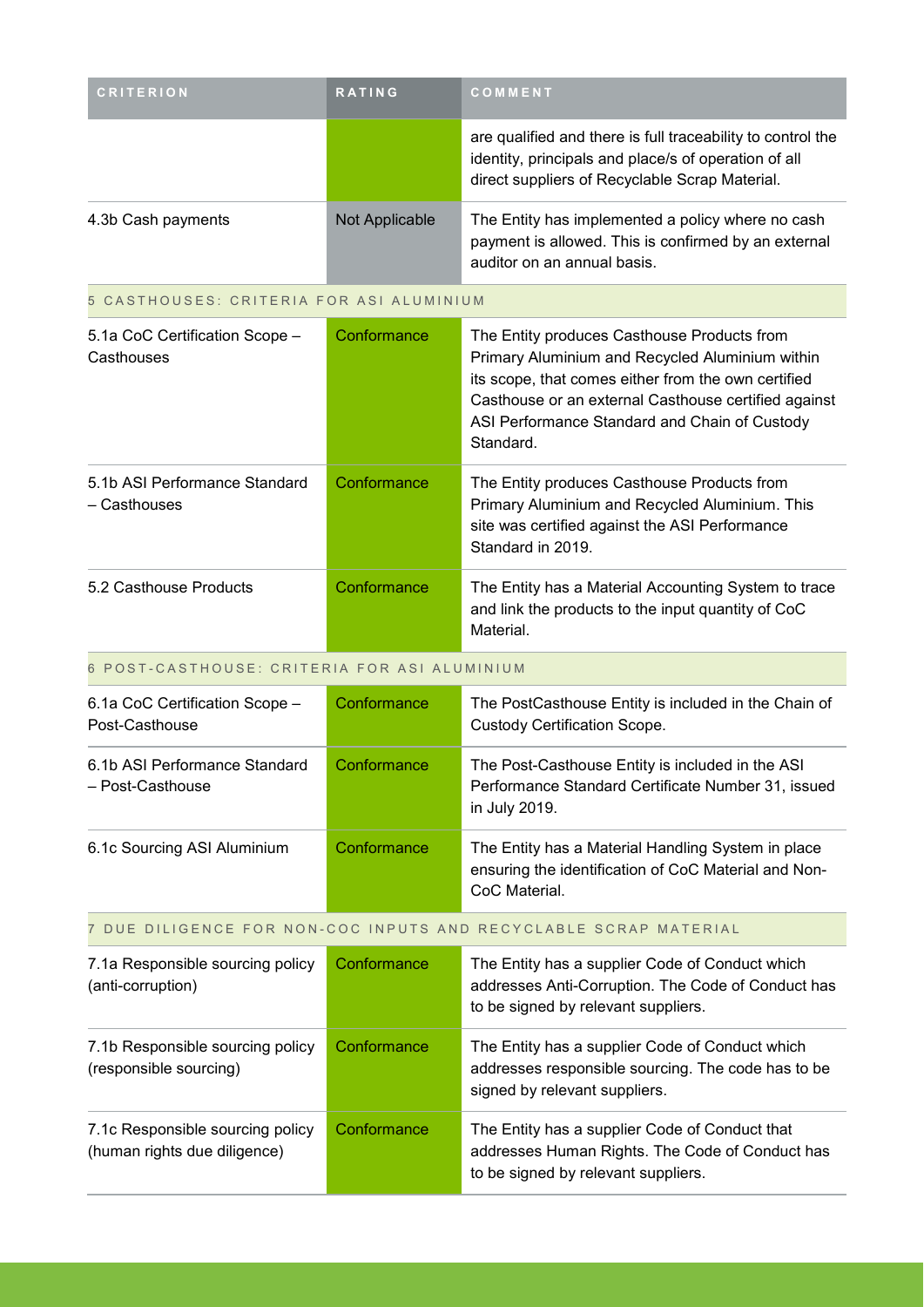| CRITERION | RATING | COMMENT |
|---|---|---|
| | | are qualified and there is full traceability to control the identity, principals and place/s of operation of all direct suppliers of Recyclable Scrap Material. |
| 4.3b Cash payments | Not Applicable | The Entity has implemented a policy where no cash payment is allowed. This is confirmed by an external auditor on an annual basis. |
| **5 CASTHOUSES: CRITERIA FOR ASI ALUMINIUM** | | |
| 5.1a CoC Certification Scope – Casthouses | Conformance | The Entity produces Casthouse Products from Primary Aluminium and Recycled Aluminium within its scope, that comes either from the own certified Casthouse or an external Casthouse certified against ASI Performance Standard and Chain of Custody Standard. |
| 5.1b ASI Performance Standard – Casthouses | Conformance | The Entity produces Casthouse Products from Primary Aluminium and Recycled Aluminium. This site was certified against the ASI Performance Standard in 2019. |
| 5.2 Casthouse Products | Conformance | The Entity has a Material Accounting System to trace and link the products to the input quantity of CoC Material. |
| **6 POST-CASTHOUSE: CRITERIA FOR ASI ALUMINIUM** | | |
| 6.1a CoC Certification Scope – Post-Casthouse | Conformance | The PostCasthouse Entity is included in the Chain of Custody Certification Scope. |
| 6.1b ASI Performance Standard – Post-Casthouse | Conformance | The Post-Casthouse Entity is included in the ASI Performance Standard Certificate Number 31, issued in July 2019. |
| 6.1c Sourcing ASI Aluminium | Conformance | The Entity has a Material Handling System in place ensuring the identification of CoC Material and Non-CoC Material. |
| **7 DUE DILIGENCE FOR NON-COC INPUTS AND RECYCLABLE SCRAP MATERIAL** | | |
| 7.1a Responsible sourcing policy (anti-corruption) | Conformance | The Entity has a supplier Code of Conduct which addresses Anti-Corruption. The Code of Conduct has to be signed by relevant suppliers. |
| 7.1b Responsible sourcing policy (responsible sourcing) | Conformance | The Entity has a supplier Code of Conduct which addresses responsible sourcing. The code has to be signed by relevant suppliers. |
| 7.1c Responsible sourcing policy (human rights due diligence) | Conformance | The Entity has a supplier Code of Conduct that addresses Human Rights. The Code of Conduct has to be signed by relevant suppliers. |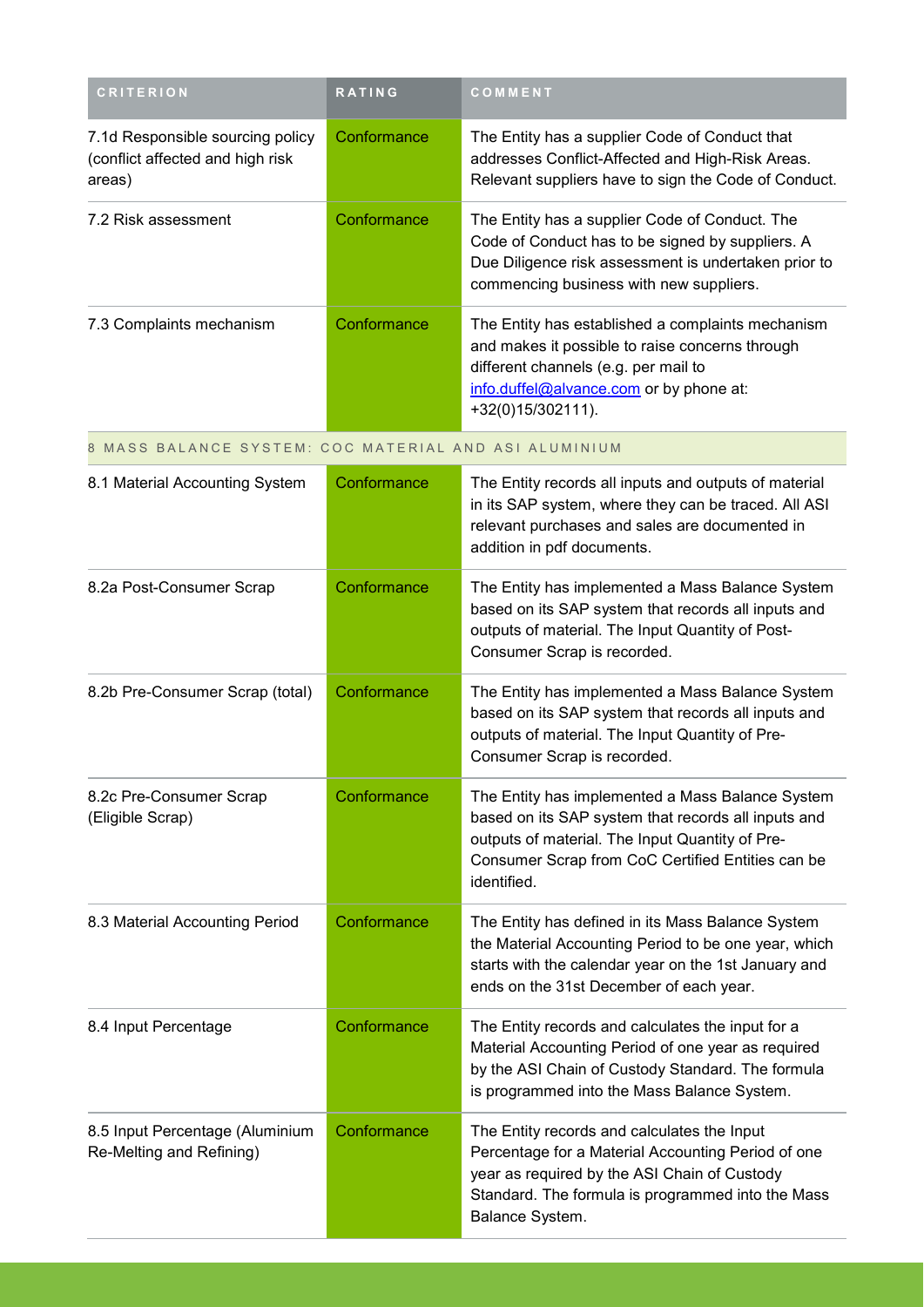| CRITERION | RATING | COMMENT |
|---|---|---|
| 7.1d Responsible sourcing policy (conflict affected and high risk areas) | Conformance | The Entity has a supplier Code of Conduct that addresses Conflict-Affected and High-Risk Areas. Relevant suppliers have to sign the Code of Conduct. |
| 7.2 Risk assessment | Conformance | The Entity has a supplier Code of Conduct. The Code of Conduct has to be signed by suppliers. A Due Diligence risk assessment is undertaken prior to commencing business with new suppliers. |
| 7.3 Complaints mechanism | Conformance | The Entity has established a complaints mechanism and makes it possible to raise concerns through different channels (e.g. per mail to info.duffel@alvance.com or by phone at: +32(0)15/302111). |
| 8 MASS BALANCE SYSTEM: COC MATERIAL AND ASI ALUMINIUM | | |
| 8.1 Material Accounting System | Conformance | The Entity records all inputs and outputs of material in its SAP system, where they can be traced. All ASI relevant purchases and sales are documented in addition in pdf documents. |
| 8.2a Post-Consumer Scrap | Conformance | The Entity has implemented a Mass Balance System based on its SAP system that records all inputs and outputs of material. The Input Quantity of Post-Consumer Scrap is recorded. |
| 8.2b Pre-Consumer Scrap (total) | Conformance | The Entity has implemented a Mass Balance System based on its SAP system that records all inputs and outputs of material. The Input Quantity of Pre-Consumer Scrap is recorded. |
| 8.2c Pre-Consumer Scrap (Eligible Scrap) | Conformance | The Entity has implemented a Mass Balance System based on its SAP system that records all inputs and outputs of material. The Input Quantity of Pre-Consumer Scrap from CoC Certified Entities can be identified. |
| 8.3 Material Accounting Period | Conformance | The Entity has defined in its Mass Balance System the Material Accounting Period to be one year, which starts with the calendar year on the 1st January and ends on the 31st December of each year. |
| 8.4 Input Percentage | Conformance | The Entity records and calculates the input for a Material Accounting Period of one year as required by the ASI Chain of Custody Standard. The formula is programmed into the Mass Balance System. |
| 8.5 Input Percentage (Aluminium Re-Melting and Refining) | Conformance | The Entity records and calculates the Input Percentage for a Material Accounting Period of one year as required by the ASI Chain of Custody Standard. The formula is programmed into the Mass Balance System. |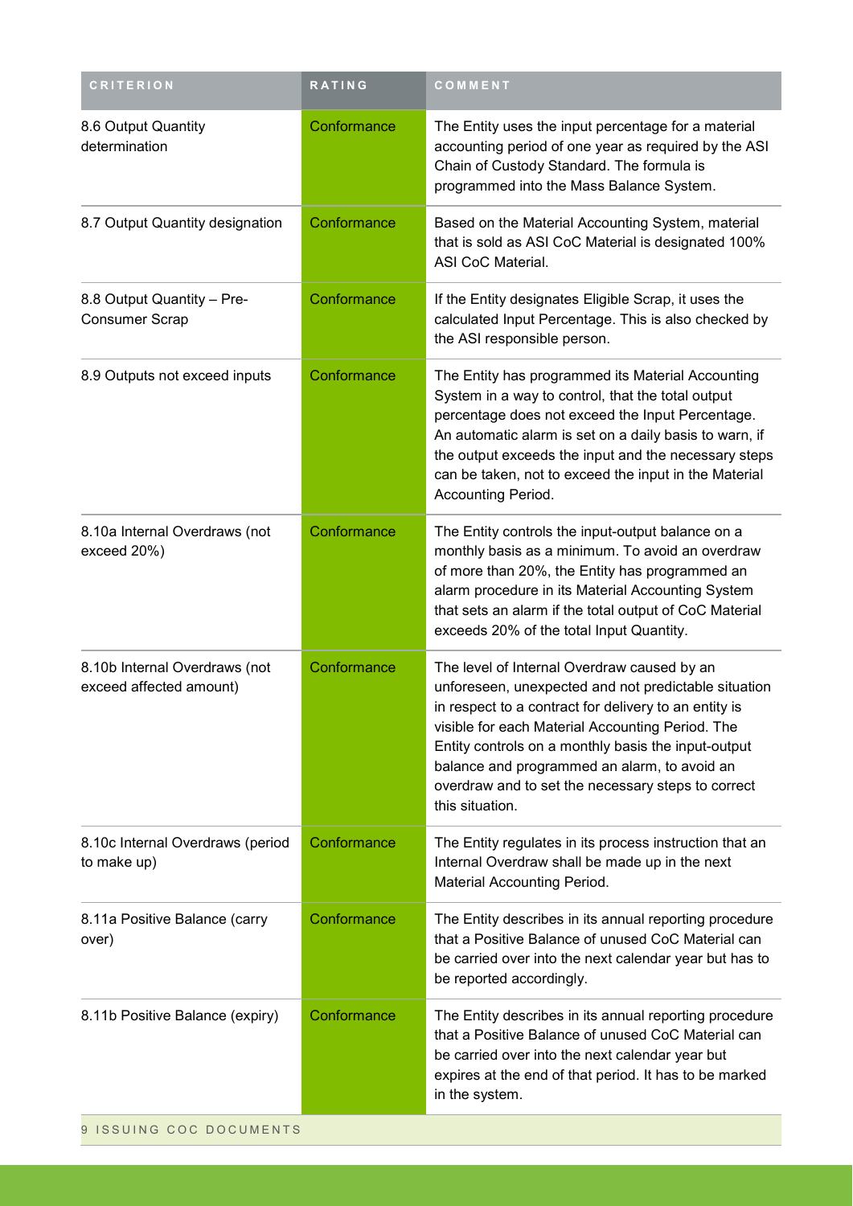| CRITERION | RATING | COMMENT |
| --- | --- | --- |
| 8.6 Output Quantity determination | Conformance | The Entity uses the input percentage for a material accounting period of one year as required by the ASI Chain of Custody Standard. The formula is programmed into the Mass Balance System. |
| 8.7 Output Quantity designation | Conformance | Based on the Material Accounting System, material that is sold as ASI CoC Material is designated 100% ASI CoC Material. |
| 8.8 Output Quantity – Pre-Consumer Scrap | Conformance | If the Entity designates Eligible Scrap, it uses the calculated Input Percentage. This is also checked by the ASI responsible person. |
| 8.9 Outputs not exceed inputs | Conformance | The Entity has programmed its Material Accounting System in a way to control, that the total output percentage does not exceed the Input Percentage. An automatic alarm is set on a daily basis to warn, if the output exceeds the input and the necessary steps can be taken, not to exceed the input in the Material Accounting Period. |
| 8.10a Internal Overdraws (not exceed 20%) | Conformance | The Entity controls the input-output balance on a monthly basis as a minimum. To avoid an overdraw of more than 20%, the Entity has programmed an alarm procedure in its Material Accounting System that sets an alarm if the total output of CoC Material exceeds 20% of the total Input Quantity. |
| 8.10b Internal Overdraws (not exceed affected amount) | Conformance | The level of Internal Overdraw caused by an unforeseen, unexpected and not predictable situation in respect to a contract for delivery to an entity is visible for each Material Accounting Period. The Entity controls on a monthly basis the input-output balance and programmed an alarm, to avoid an overdraw and to set the necessary steps to correct this situation. |
| 8.10c Internal Overdraws (period to make up) | Conformance | The Entity regulates in its process instruction that an Internal Overdraw shall be made up in the next Material Accounting Period. |
| 8.11a Positive Balance (carry over) | Conformance | The Entity describes in its annual reporting procedure that a Positive Balance of unused CoC Material can be carried over into the next calendar year but has to be reported accordingly. |
| 8.11b Positive Balance (expiry) | Conformance | The Entity describes in its annual reporting procedure that a Positive Balance of unused CoC Material can be carried over into the next calendar year but expires at the end of that period. It has to be marked in the system. |
| 9 ISSUING COC DOCUMENTS | | |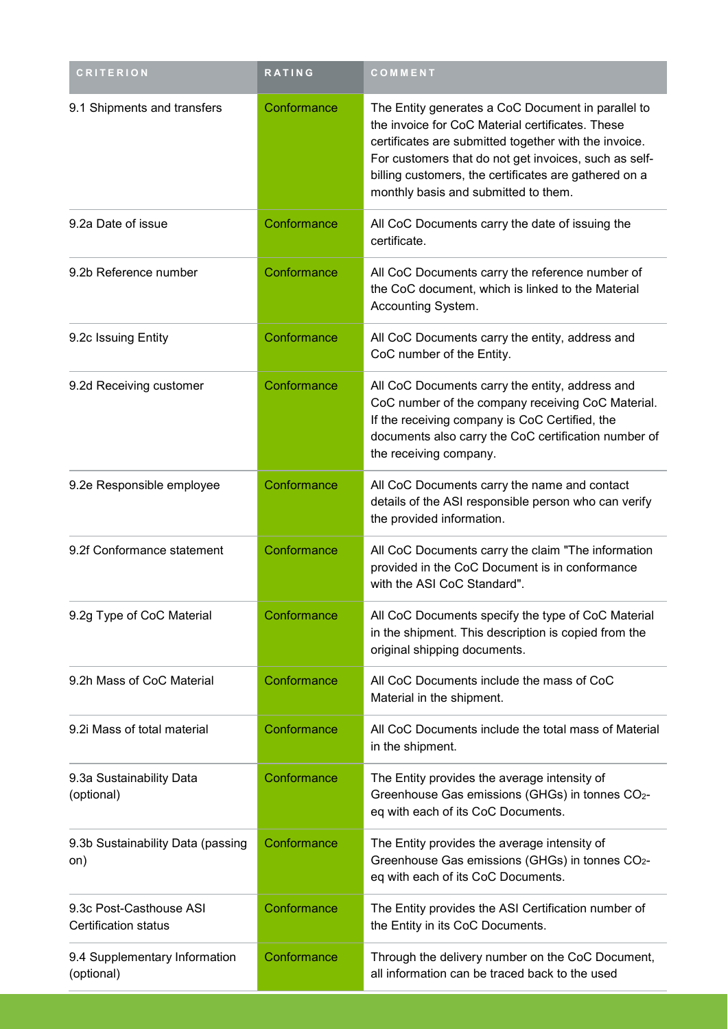| CRITERION | RATING | COMMENT |
|---|---|---|
| 9.1 Shipments and transfers | Conformance | The Entity generates a CoC Document in parallel to the invoice for CoC Material certificates. These certificates are submitted together with the invoice. For customers that do not get invoices, such as self-billing customers, the certificates are gathered on a monthly basis and submitted to them. |
| 9.2a Date of issue | Conformance | All CoC Documents carry the date of issuing the certificate. |
| 9.2b Reference number | Conformance | All CoC Documents carry the reference number of the CoC document, which is linked to the Material Accounting System. |
| 9.2c Issuing Entity | Conformance | All CoC Documents carry the entity, address and CoC number of the Entity. |
| 9.2d Receiving customer | Conformance | All CoC Documents carry the entity, address and CoC number of the company receiving CoC Material. If the receiving company is CoC Certified, the documents also carry the CoC certification number of the receiving company. |
| 9.2e Responsible employee | Conformance | All CoC Documents carry the name and contact details of the ASI responsible person who can verify the provided information. |
| 9.2f Conformance statement | Conformance | All CoC Documents carry the claim "The information provided in the CoC Document is in conformance with the ASI CoC Standard". |
| 9.2g Type of CoC Material | Conformance | All CoC Documents specify the type of CoC Material in the shipment. This description is copied from the original shipping documents. |
| 9.2h Mass of CoC Material | Conformance | All CoC Documents include the mass of CoC Material in the shipment. |
| 9.2i Mass of total material | Conformance | All CoC Documents include the total mass of Material in the shipment. |
| 9.3a Sustainability Data (optional) | Conformance | The Entity provides the average intensity of Greenhouse Gas emissions (GHGs) in tonnes $CO_2$-eq with each of its CoC Documents. |
| 9.3b Sustainability Data (passing on) | Conformance | The Entity provides the average intensity of Greenhouse Gas emissions (GHGs) in tonnes $CO_2$-eq with each of its CoC Documents. |
| 9.3c Post-Casthouse ASI Certification status | Conformance | The Entity provides the ASI Certification number of the Entity in its CoC Documents. |
| 9.4 Supplementary Information (optional) | Conformance | Through the delivery number on the CoC Document, all information can be traced back to the used |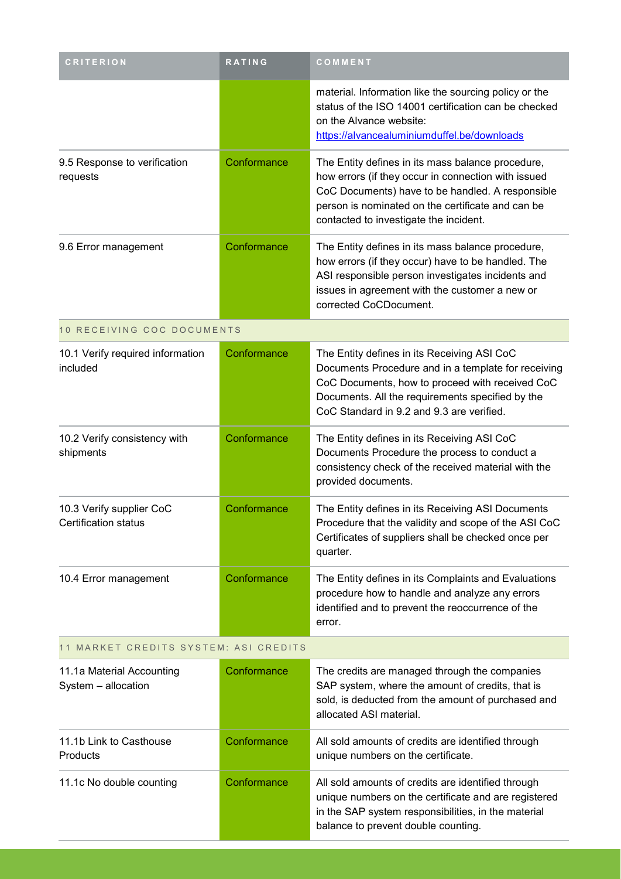| CRITERION | RATING | COMMENT |
|---|---|---|
| | | material. Information like the sourcing policy or the status of the ISO 14001 certification can be checked on the Alvance website: [https://alvancealuminiumduffel.be/downloads](https://alvancealuminiumduffel.be/downloads) |
| 9.5 Response to verification requests | Conformance | The Entity defines in its mass balance procedure, how errors (if they occur in connection with issued CoC Documents) have to be handled. A responsible person is nominated on the certificate and can be contacted to investigate the incident. |
| 9.6 Error management | Conformance | The Entity defines in its mass balance procedure, how errors (if they occur) have to be handled. The ASI responsible person investigates incidents and issues in agreement with the customer a new or corrected CoCDocument. |
| **10 RECEIVING COC DOCUMENTS** | | |
| 10.1 Verify required information included | Conformance | The Entity defines in its Receiving ASI CoC Documents Procedure and in a template for receiving CoC Documents, how to proceed with received CoC Documents. All the requirements specified by the CoC Standard in 9.2 and 9.3 are verified. |
| 10.2 Verify consistency with shipments | Conformance | The Entity defines in its Receiving ASI CoC Documents Procedure the process to conduct a consistency check of the received material with the provided documents. |
| 10.3 Verify supplier CoC Certification status | Conformance | The Entity defines in its Receiving ASI Documents Procedure that the validity and scope of the ASI CoC Certificates of suppliers shall be checked once per quarter. |
| 10.4 Error management | Conformance | The Entity defines in its Complaints and Evaluations procedure how to handle and analyze any errors identified and to prevent the reoccurrence of the error. |
| **11 MARKET CREDITS SYSTEM: ASI CREDITS** | | |
| 11.1a Material Accounting System – allocation | Conformance | The credits are managed through the companies SAP system, where the amount of credits, that is sold, is deducted from the amount of purchased and allocated ASI material. |
| 11.1b Link to Casthouse Products | Conformance | All sold amounts of credits are identified through unique numbers on the certificate. |
| 11.1c No double counting | Conformance | All sold amounts of credits are identified through unique numbers on the certificate and are registered in the SAP system responsibilities, in the material balance to prevent double counting. |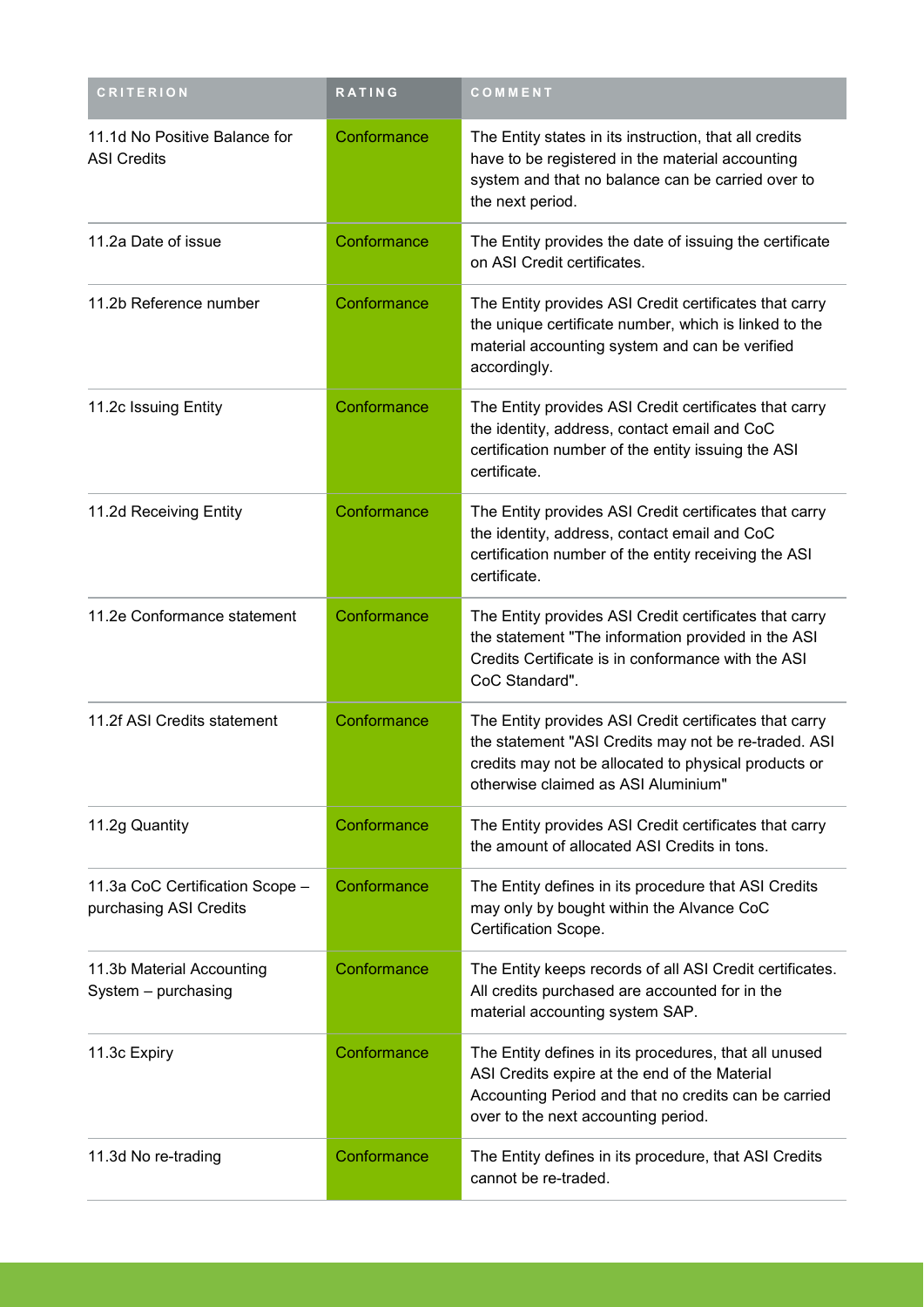| CRITERION | RATING | COMMENT |
|---|---|---|
| 11.1d No Positive Balance for ASI Credits | Conformance | The Entity states in its instruction, that all credits have to be registered in the material accounting system and that no balance can be carried over to the next period. |
| 11.2a Date of issue | Conformance | The Entity provides the date of issuing the certificate on ASI Credit certificates. |
| 11.2b Reference number | Conformance | The Entity provides ASI Credit certificates that carry the unique certificate number, which is linked to the material accounting system and can be verified accordingly. |
| 11.2c Issuing Entity | Conformance | The Entity provides ASI Credit certificates that carry the identity, address, contact email and CoC certification number of the entity issuing the ASI certificate. |
| 11.2d Receiving Entity | Conformance | The Entity provides ASI Credit certificates that carry the identity, address, contact email and CoC certification number of the entity receiving the ASI certificate. |
| 11.2e Conformance statement | Conformance | The Entity provides ASI Credit certificates that carry the statement "The information provided in the ASI Credits Certificate is in conformance with the ASI CoC Standard". |
| 11.2f ASI Credits statement | Conformance | The Entity provides ASI Credit certificates that carry the statement "ASI Credits may not be re-traded. ASI credits may not be allocated to physical products or otherwise claimed as ASI Aluminium" |
| 11.2g Quantity | Conformance | The Entity provides ASI Credit certificates that carry the amount of allocated ASI Credits in tons. |
| 11.3a CoC Certification Scope – purchasing ASI Credits | Conformance | The Entity defines in its procedure that ASI Credits may only by bought within the Alvance CoC Certification Scope. |
| 11.3b Material Accounting System – purchasing | Conformance | The Entity keeps records of all ASI Credit certificates. All credits purchased are accounted for in the material accounting system SAP. |
| 11.3c Expiry | Conformance | The Entity defines in its procedures, that all unused ASI Credits expire at the end of the Material Accounting Period and that no credits can be carried over to the next accounting period. |
| 11.3d No re-trading | Conformance | The Entity defines in its procedure, that ASI Credits cannot be re-traded. |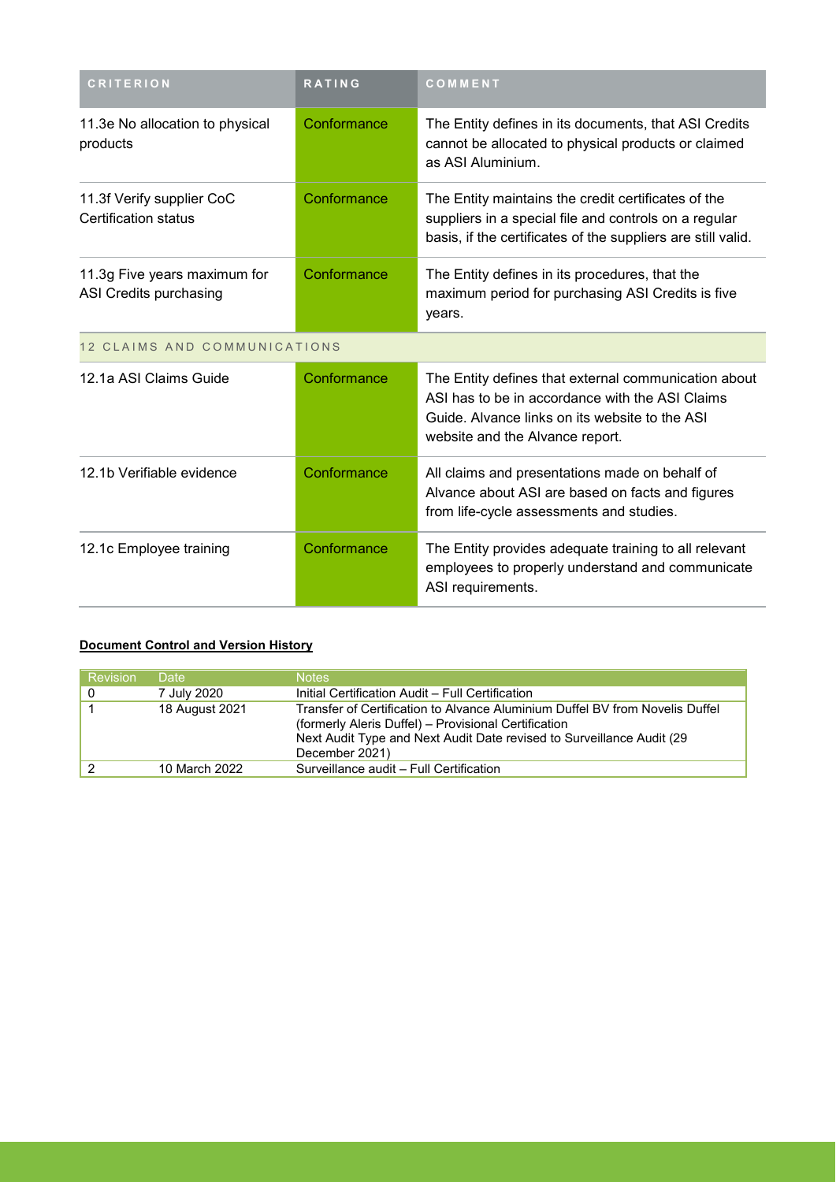| CRITERION | RATING | COMMENT |
|---|---|---|
| 11.3e No allocation to physical products | Conformance | The Entity defines in its documents, that ASI Credits cannot be allocated to physical products or claimed as ASI Aluminium. |
| 11.3f Verify supplier CoC Certification status | Conformance | The Entity maintains the credit certificates of the suppliers in a special file and controls on a regular basis, if the certificates of the suppliers are still valid. |
| 11.3g Five years maximum for ASI Credits purchasing | Conformance | The Entity defines in its procedures, that the maximum period for purchasing ASI Credits is five years. |
| 12 CLAIMS AND COMMUNICATIONS | | |
| 12.1a ASI Claims Guide | Conformance | The Entity defines that external communication about ASI has to be in accordance with the ASI Claims Guide. Alvance links on its website to the ASI website and the Alvance report. |
| 12.1b Verifiable evidence | Conformance | All claims and presentations made on behalf of Alvance about ASI are based on facts and figures from life-cycle assessments and studies. |
| 12.1c Employee training | Conformance | The Entity provides adequate training to all relevant employees to properly understand and communicate ASI requirements. |

**Document Control and Version History**

| Revision | Date | Notes |
|---|---|---|
| 0 | 7 July 2020 | Initial Certification Audit – Full Certification |
| 1 | 18 August 2021 | Transfer of Certification to Alvance Aluminium Duffel BV from Novelis Duffel (formerly Aleris Duffel) – Provisional Certification<br>Next Audit Type and Next Audit Date revised to Surveillance Audit (29 December 2021) |
| 2 | 10 March 2022 | Surveillance audit – Full Certification |